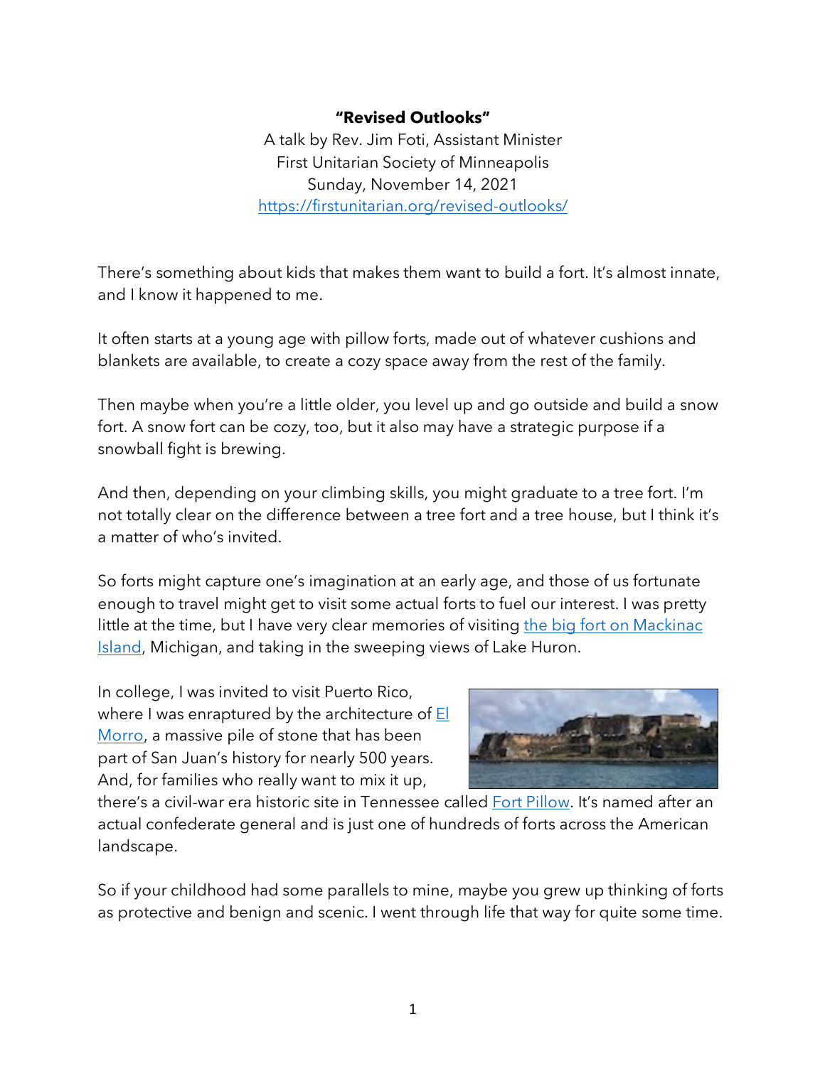**"Revised Outlooks"**

A talk by Rev. Jim Foti, Assistant Minister
First Unitarian Society of Minneapolis
Sunday, November 14, 2021
https://firstunitarian.org/revised-outlooks/

There's something about kids that makes them want to build a fort. It's almost innate, and I know it happened to me.

It often starts at a young age with pillow forts, made out of whatever cushions and blankets are available, to create a cozy space away from the rest of the family.

Then maybe when you're a little older, you level up and go outside and build a snow fort. A snow fort can be cozy, too, but it also may have a strategic purpose if a snowball fight is brewing.

And then, depending on your climbing skills, you might graduate to a tree fort. I'm not totally clear on the difference between a tree fort and a tree house, but I think it's a matter of who's invited.

So forts might capture one's imagination at an early age, and those of us fortunate enough to travel might get to visit some actual forts to fuel our interest. I was pretty little at the time, but I have very clear memories of visiting the big fort on Mackinac Island, Michigan, and taking in the sweeping views of Lake Huron.

In college, I was invited to visit Puerto Rico, where I was enraptured by the architecture of El Morro, a massive pile of stone that has been part of San Juan's history for nearly 500 years. And, for families who really want to mix it up, there's a civil-war era historic site in Tennessee called Fort Pillow. It's named after an actual confederate general and is just one of hundreds of forts across the American landscape.

So if your childhood had some parallels to mine, maybe you grew up thinking of forts as protective and benign and scenic. I went through life that way for quite some time.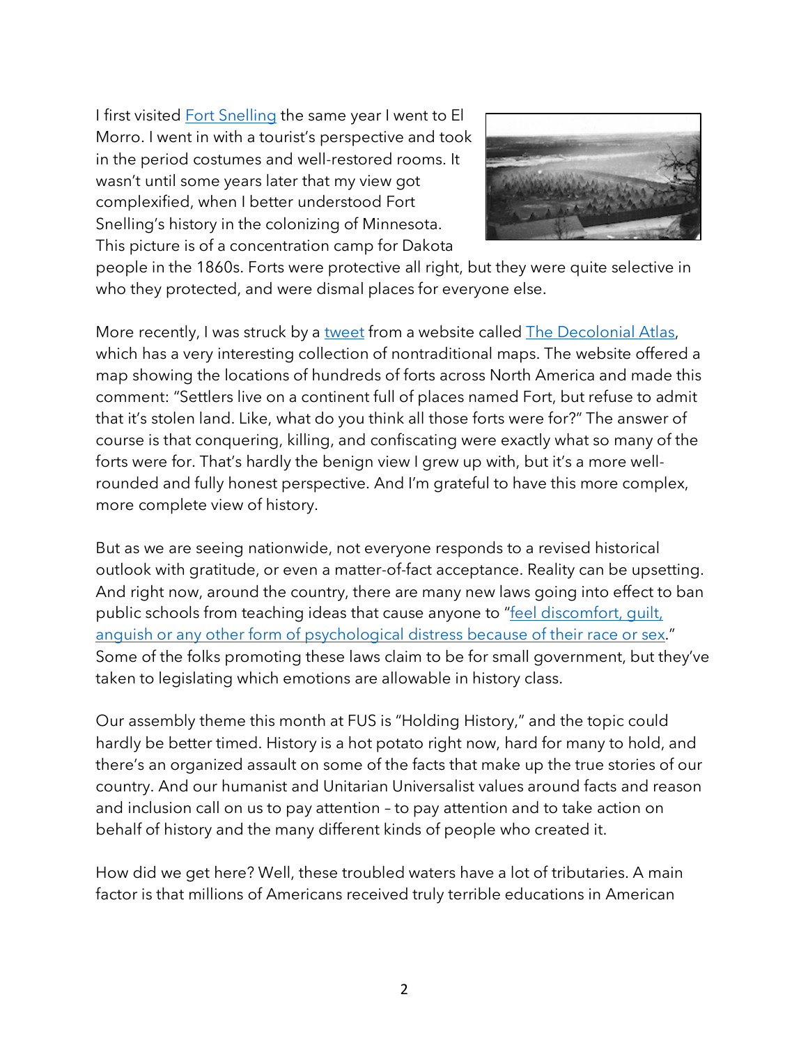I first visited Fort Snelling the same year I went to El Morro. I went in with a tourist's perspective and took in the period costumes and well-restored rooms. It wasn't until some years later that my view got complexified, when I better understood Fort Snelling's history in the colonizing of Minnesota. This picture is of a concentration camp for Dakota people in the 1860s. Forts were protective all right, but they were quite selective in who they protected, and were dismal places for everyone else.

More recently, I was struck by a tweet from a website called The Decolonial Atlas, which has a very interesting collection of nontraditional maps. The website offered a map showing the locations of hundreds of forts across North America and made this comment: "Settlers live on a continent full of places named Fort, but refuse to admit that it's stolen land. Like, what do you think all those forts were for?" The answer of course is that conquering, killing, and confiscating were exactly what so many of the forts were for. That's hardly the benign view I grew up with, but it's a more well-rounded and fully honest perspective. And I'm grateful to have this more complex, more complete view of history.

But as we are seeing nationwide, not everyone responds to a revised historical outlook with gratitude, or even a matter-of-fact acceptance. Reality can be upsetting. And right now, around the country, there are many new laws going into effect to ban public schools from teaching ideas that cause anyone to "feel discomfort, guilt, anguish or any other form of psychological distress because of their race or sex." Some of the folks promoting these laws claim to be for small government, but they've taken to legislating which emotions are allowable in history class.

Our assembly theme this month at FUS is "Holding History," and the topic could hardly be better timed. History is a hot potato right now, hard for many to hold, and there's an organized assault on some of the facts that make up the true stories of our country. And our humanist and Unitarian Universalist values around facts and reason and inclusion call on us to pay attention – to pay attention and to take action on behalf of history and the many different kinds of people who created it.

How did we get here? Well, these troubled waters have a lot of tributaries. A main factor is that millions of Americans received truly terrible educations in American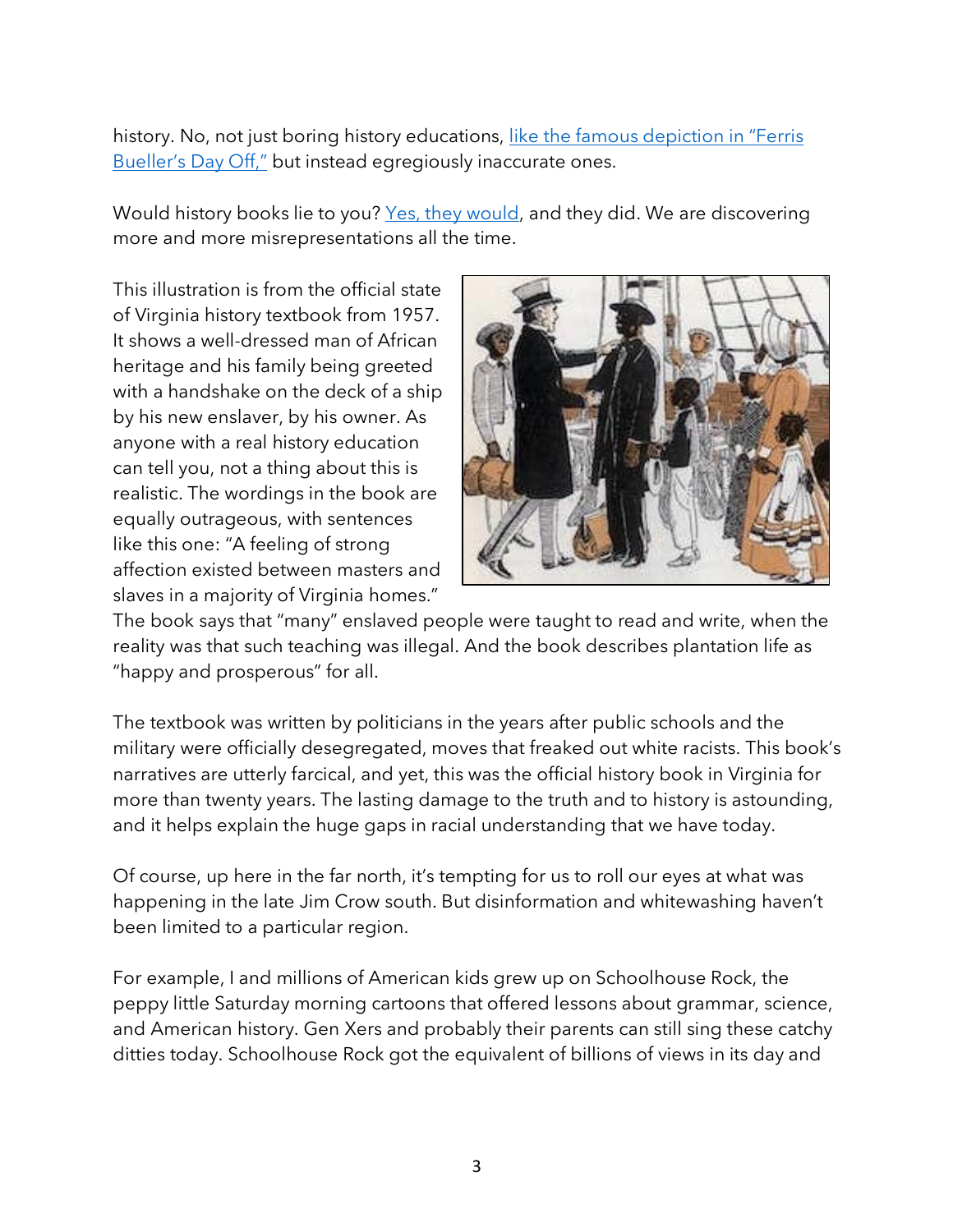history. No, not just boring history educations, [like the famous depiction in "Ferris Bueller's Day Off,"] but instead egregiously inaccurate ones.

Would history books lie to you? [Yes, they would], and they did. We are discovering more and more misrepresentations all the time.

This illustration is from the official state of Virginia history textbook from 1957. It shows a well-dressed man of African heritage and his family being greeted with a handshake on the deck of a ship by his new enslaver, by his owner. As anyone with a real history education can tell you, not a thing about this is realistic. The wordings in the book are equally outrageous, with sentences like this one: "A feeling of strong affection existed between masters and slaves in a majority of Virginia homes." The book says that "many" enslaved people were taught to read and write, when the reality was that such teaching was illegal. And the book describes plantation life as "happy and prosperous" for all.

The textbook was written by politicians in the years after public schools and the military were officially desegregated, moves that freaked out white racists. This book's narratives are utterly farcical, and yet, this was the official history book in Virginia for more than twenty years. The lasting damage to the truth and to history is astounding, and it helps explain the huge gaps in racial understanding that we have today.

Of course, up here in the far north, it's tempting for us to roll our eyes at what was happening in the late Jim Crow south. But disinformation and whitewashing haven't been limited to a particular region.

For example, I and millions of American kids grew up on Schoolhouse Rock, the peppy little Saturday morning cartoons that offered lessons about grammar, science, and American history. Gen Xers and probably their parents can still sing these catchy ditties today. Schoolhouse Rock got the equivalent of billions of views in its day and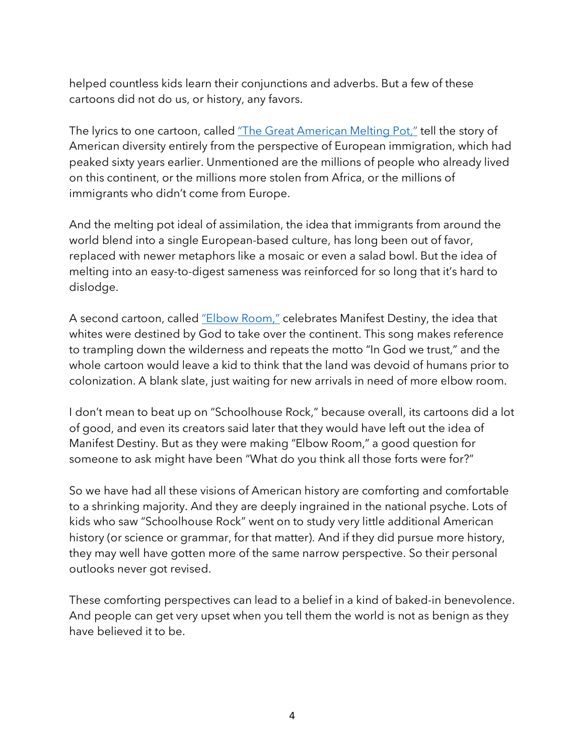helped countless kids learn their conjunctions and adverbs. But a few of these cartoons did not do us, or history, any favors.

The lyrics to one cartoon, called "The Great American Melting Pot," tell the story of American diversity entirely from the perspective of European immigration, which had peaked sixty years earlier. Unmentioned are the millions of people who already lived on this continent, or the millions more stolen from Africa, or the millions of immigrants who didn't come from Europe.

And the melting pot ideal of assimilation, the idea that immigrants from around the world blend into a single European-based culture, has long been out of favor, replaced with newer metaphors like a mosaic or even a salad bowl. But the idea of melting into an easy-to-digest sameness was reinforced for so long that it's hard to dislodge.

A second cartoon, called "Elbow Room," celebrates Manifest Destiny, the idea that whites were destined by God to take over the continent. This song makes reference to trampling down the wilderness and repeats the motto "In God we trust," and the whole cartoon would leave a kid to think that the land was devoid of humans prior to colonization. A blank slate, just waiting for new arrivals in need of more elbow room.

I don't mean to beat up on "Schoolhouse Rock," because overall, its cartoons did a lot of good, and even its creators said later that they would have left out the idea of Manifest Destiny. But as they were making "Elbow Room," a good question for someone to ask might have been "What do you think all those forts were for?"

So we have had all these visions of American history are comforting and comfortable to a shrinking majority. And they are deeply ingrained in the national psyche. Lots of kids who saw "Schoolhouse Rock" went on to study very little additional American history (or science or grammar, for that matter). And if they did pursue more history, they may well have gotten more of the same narrow perspective. So their personal outlooks never got revised.

These comforting perspectives can lead to a belief in a kind of baked-in benevolence. And people can get very upset when you tell them the world is not as benign as they have believed it to be.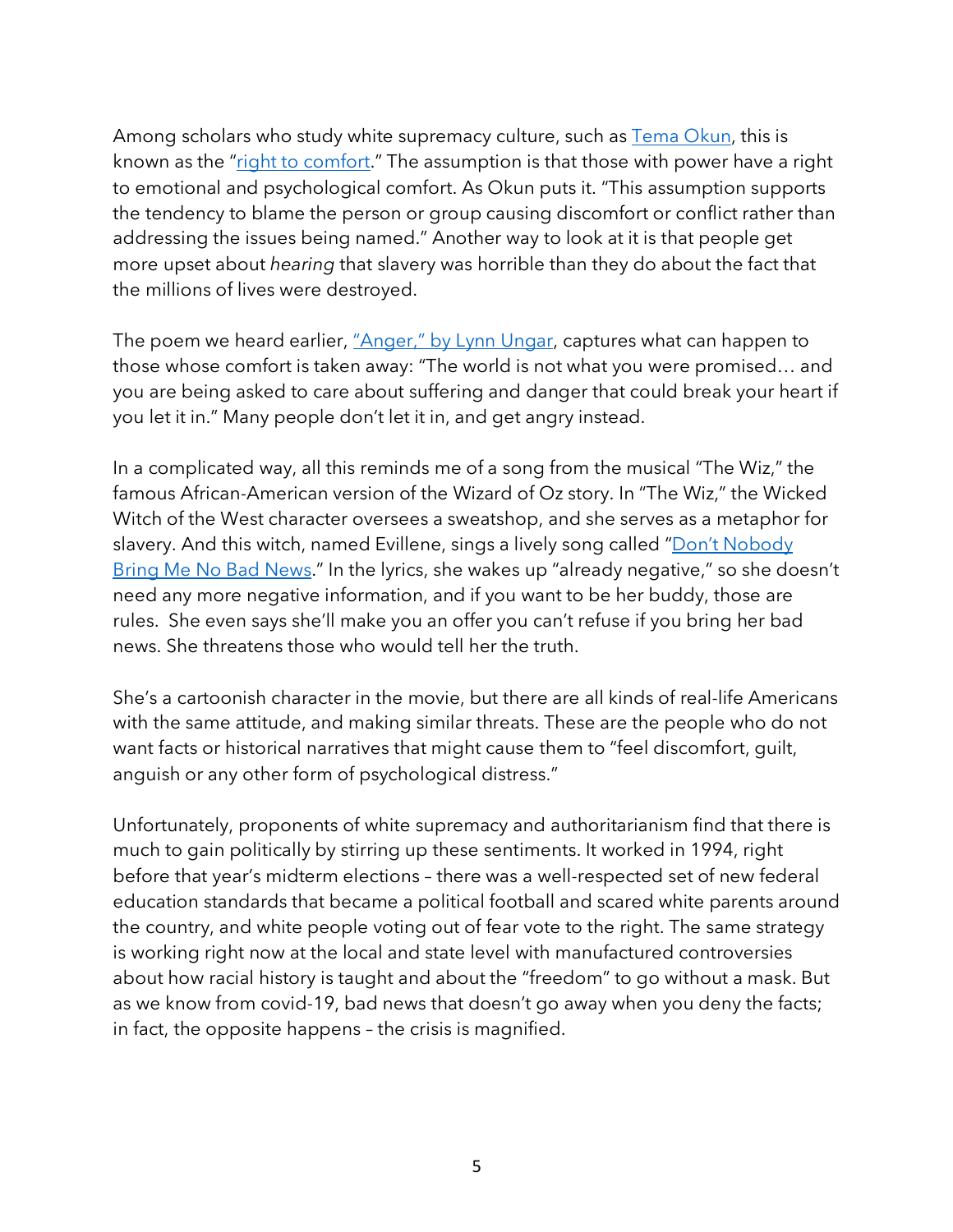Among scholars who study white supremacy culture, such as Tema Okun, this is known as the "right to comfort." The assumption is that those with power have a right to emotional and psychological comfort. As Okun puts it. "This assumption supports the tendency to blame the person or group causing discomfort or conflict rather than addressing the issues being named." Another way to look at it is that people get more upset about *hearing* that slavery was horrible than they do about the fact that the millions of lives were destroyed.

The poem we heard earlier, "Anger," by Lynn Ungar, captures what can happen to those whose comfort is taken away: "The world is not what you were promised… and you are being asked to care about suffering and danger that could break your heart if you let it in." Many people don't let it in, and get angry instead.

In a complicated way, all this reminds me of a song from the musical "The Wiz," the famous African-American version of the Wizard of Oz story. In "The Wiz," the Wicked Witch of the West character oversees a sweatshop, and she serves as a metaphor for slavery. And this witch, named Evillene, sings a lively song called "Don't Nobody Bring Me No Bad News." In the lyrics, she wakes up "already negative," so she doesn't need any more negative information, and if you want to be her buddy, those are rules. She even says she'll make you an offer you can't refuse if you bring her bad news. She threatens those who would tell her the truth.

She's a cartoonish character in the movie, but there are all kinds of real-life Americans with the same attitude, and making similar threats. These are the people who do not want facts or historical narratives that might cause them to "feel discomfort, guilt, anguish or any other form of psychological distress."

Unfortunately, proponents of white supremacy and authoritarianism find that there is much to gain politically by stirring up these sentiments. It worked in 1994, right before that year's midterm elections – there was a well-respected set of new federal education standards that became a political football and scared white parents around the country, and white people voting out of fear vote to the right. The same strategy is working right now at the local and state level with manufactured controversies about how racial history is taught and about the "freedom" to go without a mask. But as we know from covid-19, bad news that doesn't go away when you deny the facts; in fact, the opposite happens – the crisis is magnified.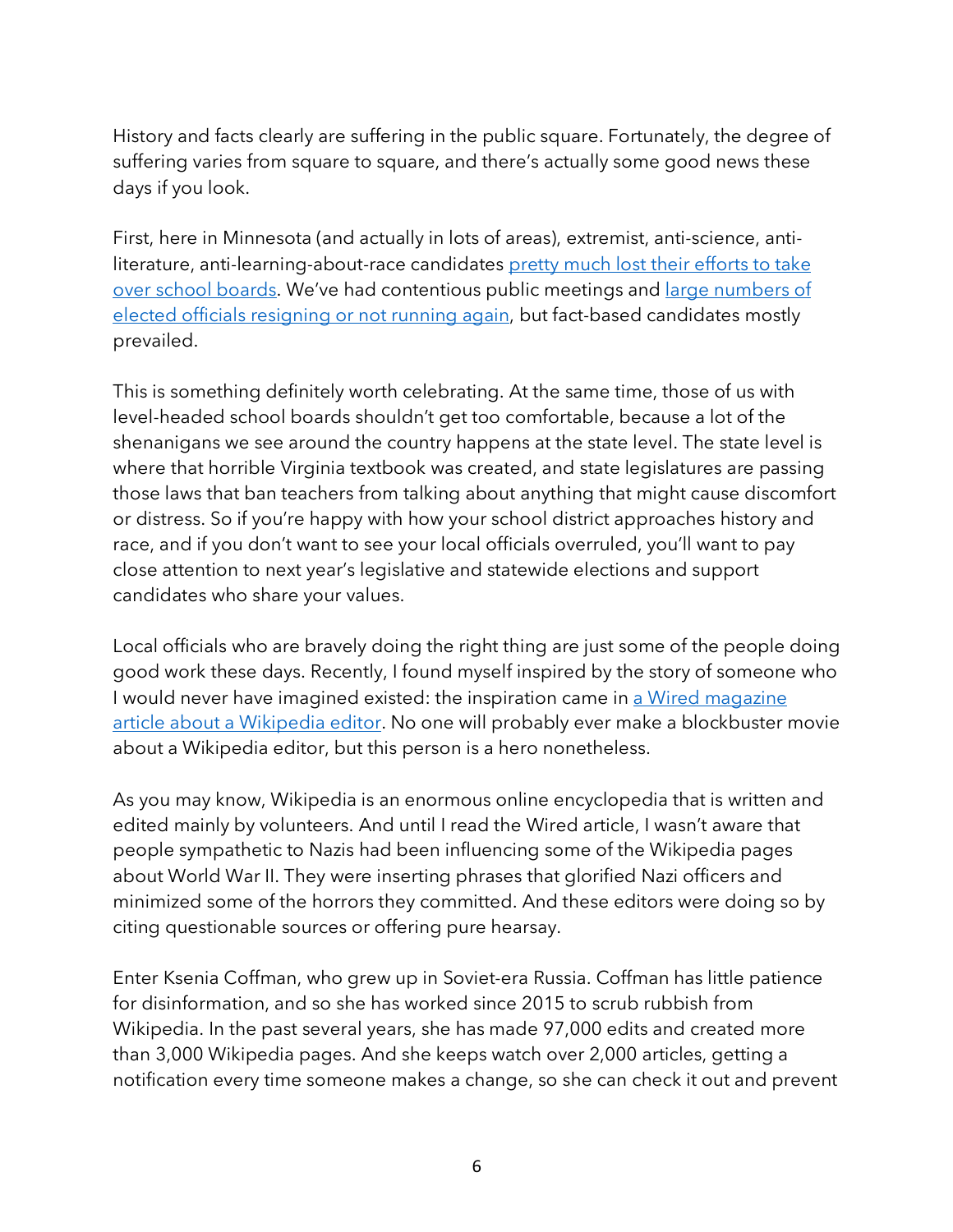History and facts clearly are suffering in the public square. Fortunately, the degree of suffering varies from square to square, and there's actually some good news these days if you look.

First, here in Minnesota (and actually in lots of areas), extremist, anti-science, anti-literature, anti-learning-about-race candidates pretty much lost their efforts to take over school boards. We've had contentious public meetings and large numbers of elected officials resigning or not running again, but fact-based candidates mostly prevailed.

This is something definitely worth celebrating. At the same time, those of us with level-headed school boards shouldn't get too comfortable, because a lot of the shenanigans we see around the country happens at the state level. The state level is where that horrible Virginia textbook was created, and state legislatures are passing those laws that ban teachers from talking about anything that might cause discomfort or distress. So if you're happy with how your school district approaches history and race, and if you don't want to see your local officials overruled, you'll want to pay close attention to next year's legislative and statewide elections and support candidates who share your values.

Local officials who are bravely doing the right thing are just some of the people doing good work these days. Recently, I found myself inspired by the story of someone who I would never have imagined existed: the inspiration came in a Wired magazine article about a Wikipedia editor. No one will probably ever make a blockbuster movie about a Wikipedia editor, but this person is a hero nonetheless.

As you may know, Wikipedia is an enormous online encyclopedia that is written and edited mainly by volunteers. And until I read the Wired article, I wasn't aware that people sympathetic to Nazis had been influencing some of the Wikipedia pages about World War II. They were inserting phrases that glorified Nazi officers and minimized some of the horrors they committed. And these editors were doing so by citing questionable sources or offering pure hearsay.

Enter Ksenia Coffman, who grew up in Soviet-era Russia. Coffman has little patience for disinformation, and so she has worked since 2015 to scrub rubbish from Wikipedia. In the past several years, she has made 97,000 edits and created more than 3,000 Wikipedia pages. And she keeps watch over 2,000 articles, getting a notification every time someone makes a change, so she can check it out and prevent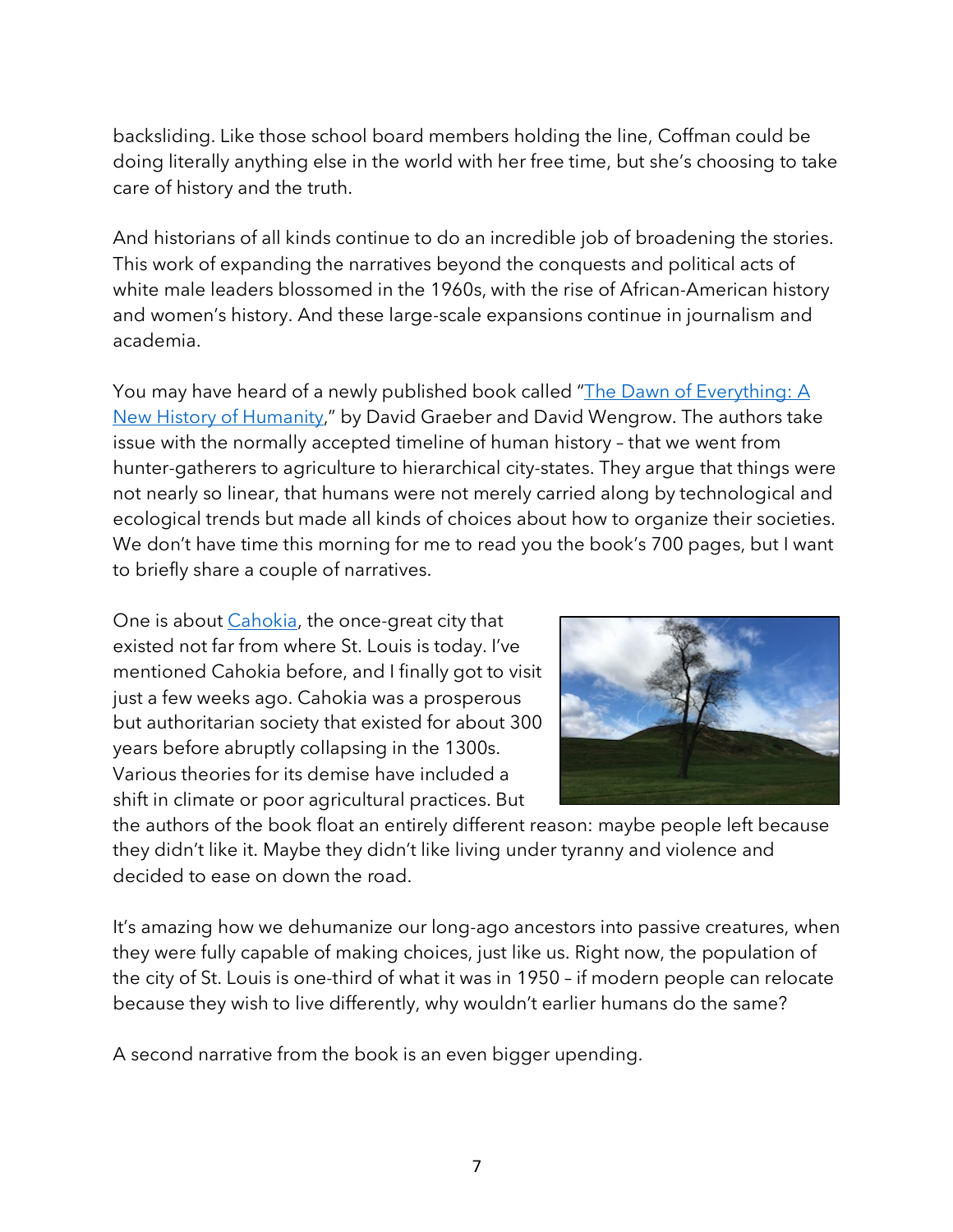backsliding. Like those school board members holding the line, Coffman could be doing literally anything else in the world with her free time, but she's choosing to take care of history and the truth.

And historians of all kinds continue to do an incredible job of broadening the stories. This work of expanding the narratives beyond the conquests and political acts of white male leaders blossomed in the 1960s, with the rise of African-American history and women's history. And these large-scale expansions continue in journalism and academia.

You may have heard of a newly published book called "The Dawn of Everything: A New History of Humanity," by David Graeber and David Wengrow. The authors take issue with the normally accepted timeline of human history – that we went from hunter-gatherers to agriculture to hierarchical city-states. They argue that things were not nearly so linear, that humans were not merely carried along by technological and ecological trends but made all kinds of choices about how to organize their societies. We don't have time this morning for me to read you the book's 700 pages, but I want to briefly share a couple of narratives.

One is about Cahokia, the once-great city that existed not far from where St. Louis is today. I've mentioned Cahokia before, and I finally got to visit just a few weeks ago. Cahokia was a prosperous but authoritarian society that existed for about 300 years before abruptly collapsing in the 1300s. Various theories for its demise have included a shift in climate or poor agricultural practices. But the authors of the book float an entirely different reason: maybe people left because they didn't like it. Maybe they didn't like living under tyranny and violence and decided to ease on down the road.

It's amazing how we dehumanize our long-ago ancestors into passive creatures, when they were fully capable of making choices, just like us. Right now, the population of the city of St. Louis is one-third of what it was in 1950 – if modern people can relocate because they wish to live differently, why wouldn't earlier humans do the same?

A second narrative from the book is an even bigger upending.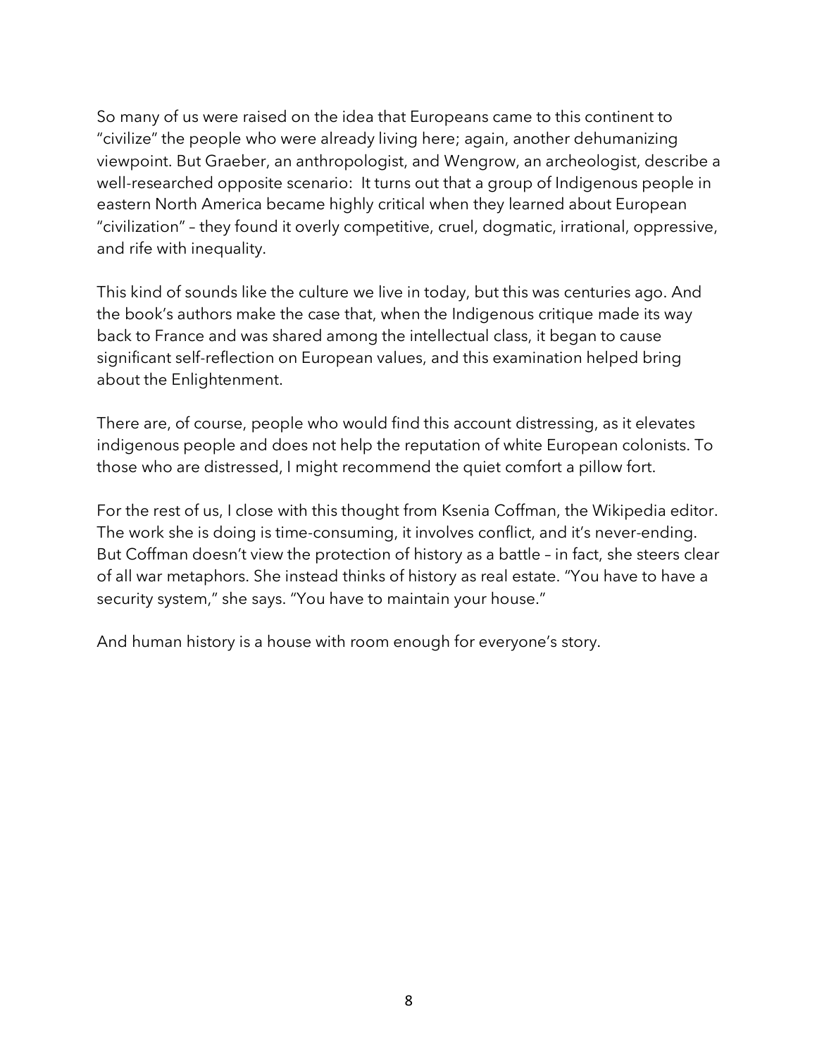So many of us were raised on the idea that Europeans came to this continent to "civilize" the people who were already living here; again, another dehumanizing viewpoint. But Graeber, an anthropologist, and Wengrow, an archeologist, describe a well-researched opposite scenario: It turns out that a group of Indigenous people in eastern North America became highly critical when they learned about European "civilization" – they found it overly competitive, cruel, dogmatic, irrational, oppressive, and rife with inequality.

This kind of sounds like the culture we live in today, but this was centuries ago. And the book's authors make the case that, when the Indigenous critique made its way back to France and was shared among the intellectual class, it began to cause significant self-reflection on European values, and this examination helped bring about the Enlightenment.

There are, of course, people who would find this account distressing, as it elevates indigenous people and does not help the reputation of white European colonists. To those who are distressed, I might recommend the quiet comfort a pillow fort.

For the rest of us, I close with this thought from Ksenia Coffman, the Wikipedia editor. The work she is doing is time-consuming, it involves conflict, and it's never-ending. But Coffman doesn't view the protection of history as a battle – in fact, she steers clear of all war metaphors. She instead thinks of history as real estate. "You have to have a security system," she says. "You have to maintain your house."

And human history is a house with room enough for everyone's story.